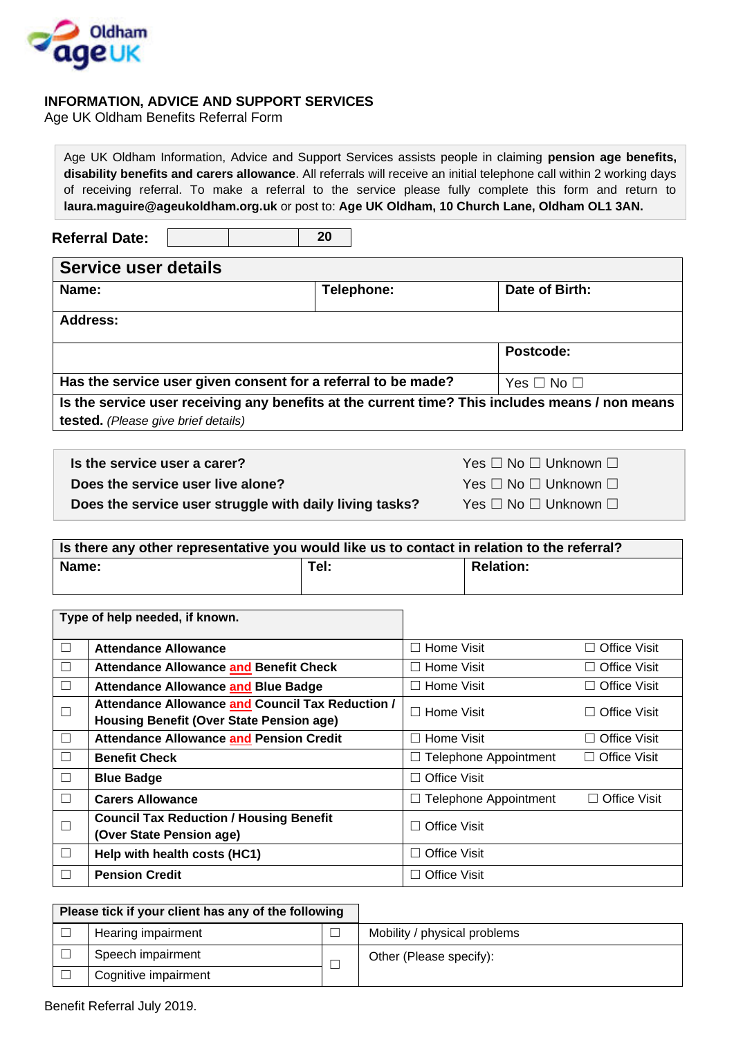Oldham ageUK

**INFORMATION, ADVICE AND SUPPORT SERVICES**
Age UK Oldham Benefits Referral Form

Age UK Oldham Information, Advice and Support Services assists people in claiming **pension age benefits, disability benefits and carers allowance**. All referrals will receive an initial telephone call within 2 working days of receiving referral. To make a referral to the service please fully complete this form and return to **laura.maguire@ageukoldham.org.uk** or post to: **Age UK Oldham, 10 Church Lane, Oldham OL1 3AN.**

**Referral Date:** | | | 20 |

## Service user details

| **Name:** | **Telephone:** | **Date of Birth:** |
|---|---|---|
| **Address:** | | |
| | | **Postcode:** |
| **Has the service user given consent for a referral to be made?** | | Yes ☐ No ☐ |
| **Is the service user receiving any benefits at the current time? This includes means / non means tested.** *(Please give brief details)* | | |

| | |
|---|---|
| **Is the service user a carer?** | Yes ☐ No ☐ Unknown ☐ |
| **Does the service user live alone?** | Yes ☐ No ☐ Unknown ☐ |
| **Does the service user struggle with daily living tasks?** | Yes ☐ No ☐ Unknown ☐ |

| **Is there any other representative you would like us to contact in relation to the referral?** | | |
|---|---|---|
| **Name:** | **Tel:** | **Relation:** |

| | **Type of help needed, if known.** | | |
|---|---|---|---|
| ☐ | **Attendance Allowance** | ☐ Home Visit | ☐ Office Visit |
| ☐ | **Attendance Allowance and Benefit Check** | ☐ Home Visit | ☐ Office Visit |
| ☐ | **Attendance Allowance and Blue Badge** | ☐ Home Visit | ☐ Office Visit |
| ☐ | **Attendance Allowance and Council Tax Reduction / Housing Benefit (Over State Pension age)** | ☐ Home Visit | ☐ Office Visit |
| ☐ | **Attendance Allowance and Pension Credit** | ☐ Home Visit | ☐ Office Visit |
| ☐ | **Benefit Check** | ☐ Telephone Appointment | ☐ Office Visit |
| ☐ | **Blue Badge** | ☐ Office Visit | |
| ☐ | **Carers Allowance** | ☐ Telephone Appointment | ☐ Office Visit |
| ☐ | **Council Tax Reduction / Housing Benefit (Over State Pension age)** | ☐ Office Visit | |
| ☐ | **Help with health costs (HC1)** | ☐ Office Visit | |
| ☐ | **Pension Credit** | ☐ Office Visit | |

| | **Please tick if your client has any of the following** | | |
|---|---|---|---|
| ☐ | Hearing impairment | ☐ | Mobility / physical problems |
| ☐ | Speech impairment | ☐ | Other (Please specify): |
| ☐ | Cognitive impairment | | |

Benefit Referral July 2019.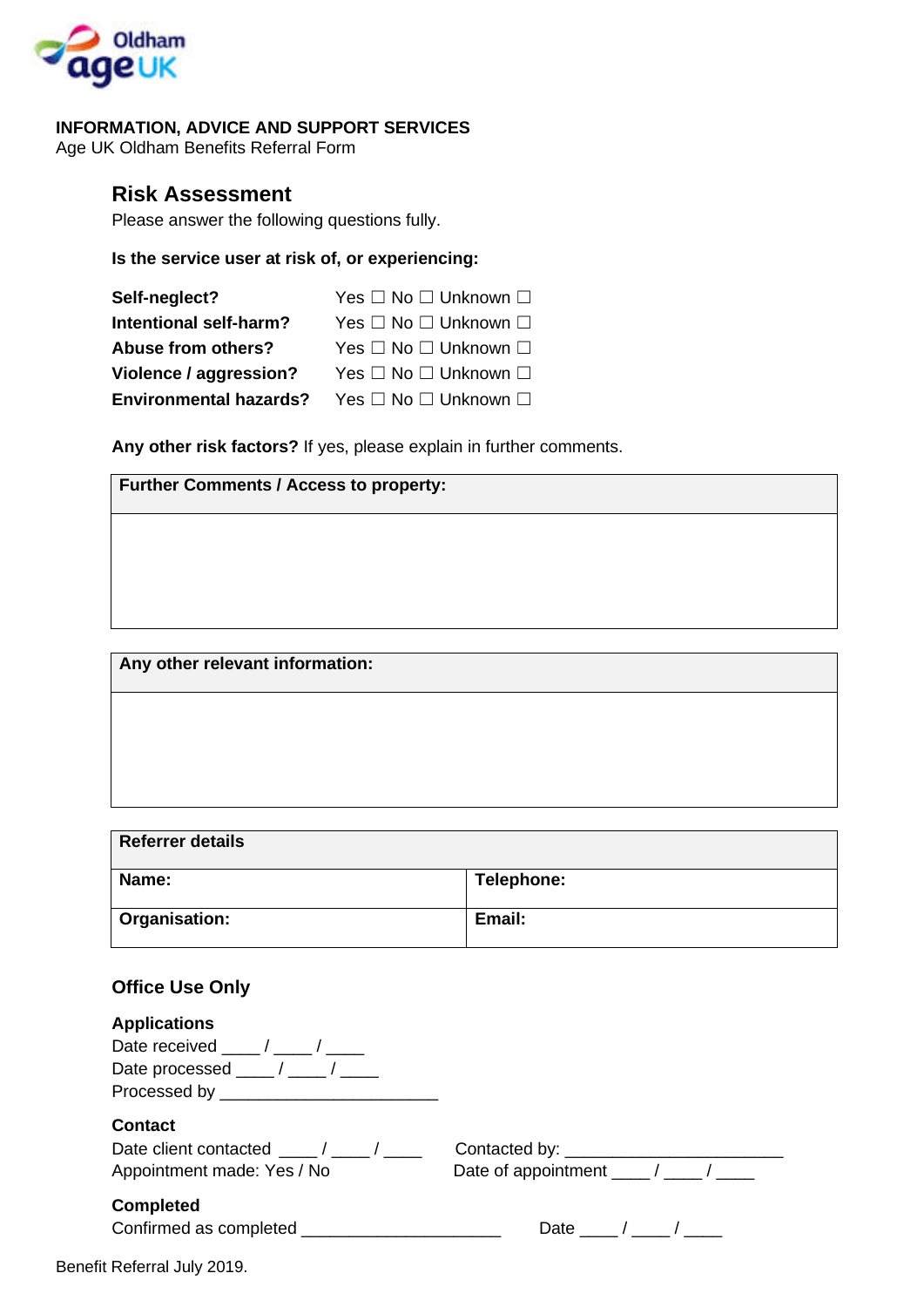**INFORMATION, ADVICE AND SUPPORT SERVICES**
Age UK Oldham Benefits Referral Form

## Risk Assessment

Please answer the following questions fully.

**Is the service user at risk of, or experiencing:**

| | |
|---|---|
| **Self-neglect?** | Yes ☐ No ☐ Unknown ☐ |
| **Intentional self-harm?** | Yes ☐ No ☐ Unknown ☐ |
| **Abuse from others?** | Yes ☐ No ☐ Unknown ☐ |
| **Violence / aggression?** | Yes ☐ No ☐ Unknown ☐ |
| **Environmental hazards?** | Yes ☐ No ☐ Unknown ☐ |

**Any other risk factors?** If yes, please explain in further comments.

| **Further Comments / Access to property:** |
|---|
| |

| **Any other relevant information:** |
|---|
| |

| **Referrer details** | |
|---|---|
| **Name:** | **Telephone:** |
| **Organisation:** | **Email:** |

## Office Use Only

**Applications**
Date received ____ / ____ / ____
Date processed ____ / ____ / ____
Processed by ______________________

**Contact**
Date client contacted ____ / ____ / ____  Contacted by: ______________________
Appointment made: Yes / No  Date of appointment ____ / ____ / ____

**Completed**
Confirmed as completed ____________________  Date ____ / ____ / ____

Benefit Referral July 2019.